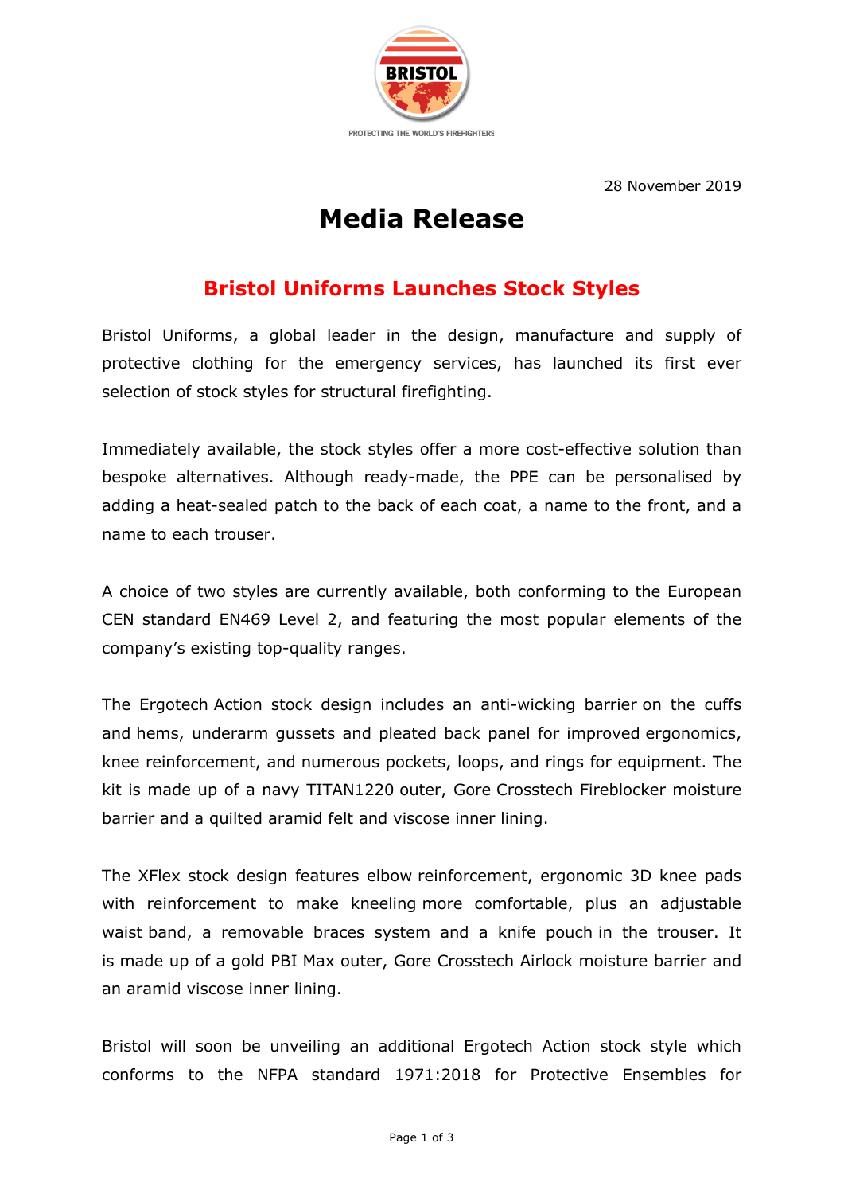28 November 2019

# Media Release

## Bristol Uniforms Launches Stock Styles

Bristol Uniforms, a global leader in the design, manufacture and supply of protective clothing for the emergency services, has launched its first ever selection of stock styles for structural firefighting.

Immediately available, the stock styles offer a more cost-effective solution than bespoke alternatives. Although ready-made, the PPE can be personalised by adding a heat-sealed patch to the back of each coat, a name to the front, and a name to each trouser.

A choice of two styles are currently available, both conforming to the European CEN standard EN469 Level 2, and featuring the most popular elements of the company's existing top-quality ranges.

The Ergotech Action stock design includes an anti-wicking barrier on the cuffs and hems, underarm gussets and pleated back panel for improved ergonomics, knee reinforcement, and numerous pockets, loops, and rings for equipment. The kit is made up of a navy TITAN1220 outer, Gore Crosstech Fireblocker moisture barrier and a quilted aramid felt and viscose inner lining.

The XFlex stock design features elbow reinforcement, ergonomic 3D knee pads with reinforcement to make kneeling more comfortable, plus an adjustable waist band, a removable braces system and a knife pouch in the trouser. It is made up of a gold PBI Max outer, Gore Crosstech Airlock moisture barrier and an aramid viscose inner lining.

Bristol will soon be unveiling an additional Ergotech Action stock style which conforms to the NFPA standard 1971:2018 for Protective Ensembles for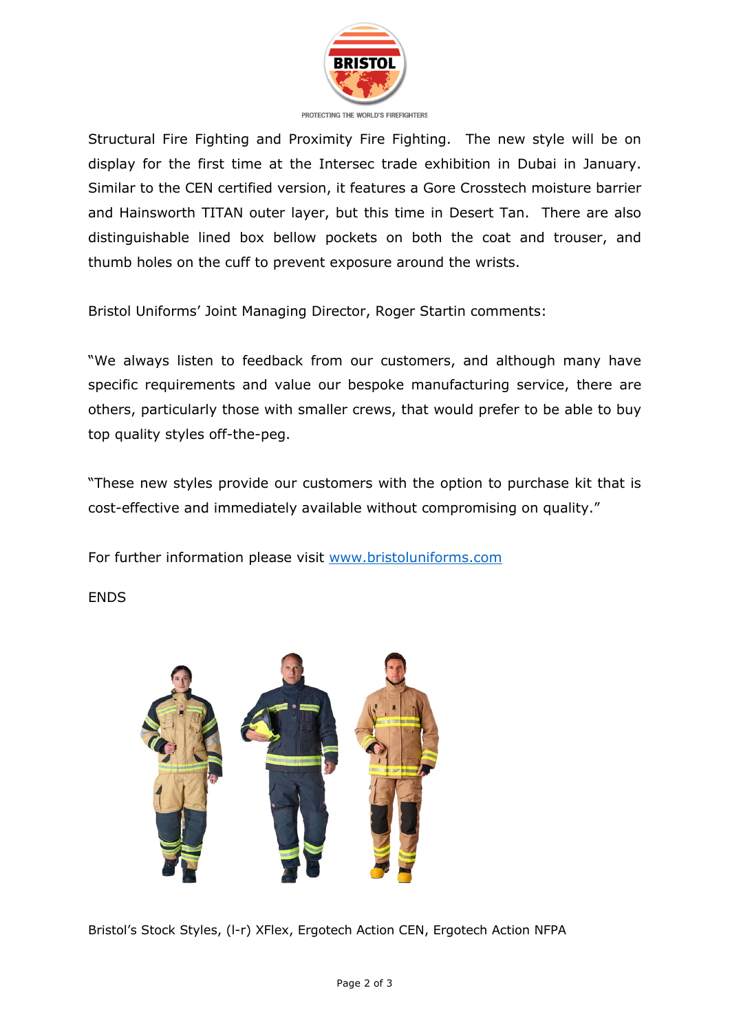Structural Fire Fighting and Proximity Fire Fighting. The new style will be on display for the first time at the Intersec trade exhibition in Dubai in January. Similar to the CEN certified version, it features a Gore Crosstech moisture barrier and Hainsworth TITAN outer layer, but this time in Desert Tan. There are also distinguishable lined box bellow pockets on both the coat and trouser, and thumb holes on the cuff to prevent exposure around the wrists.

Bristol Uniforms' Joint Managing Director, Roger Startin comments:

"We always listen to feedback from our customers, and although many have specific requirements and value our bespoke manufacturing service, there are others, particularly those with smaller crews, that would prefer to be able to buy top quality styles off-the-peg.

"These new styles provide our customers with the option to purchase kit that is cost-effective and immediately available without compromising on quality."

For further information please visit [www.bristoluniforms.com](http://www.bristoluniforms.com)

ENDS

Bristol's Stock Styles, (l-r) XFlex, Ergotech Action CEN, Ergotech Action NFPA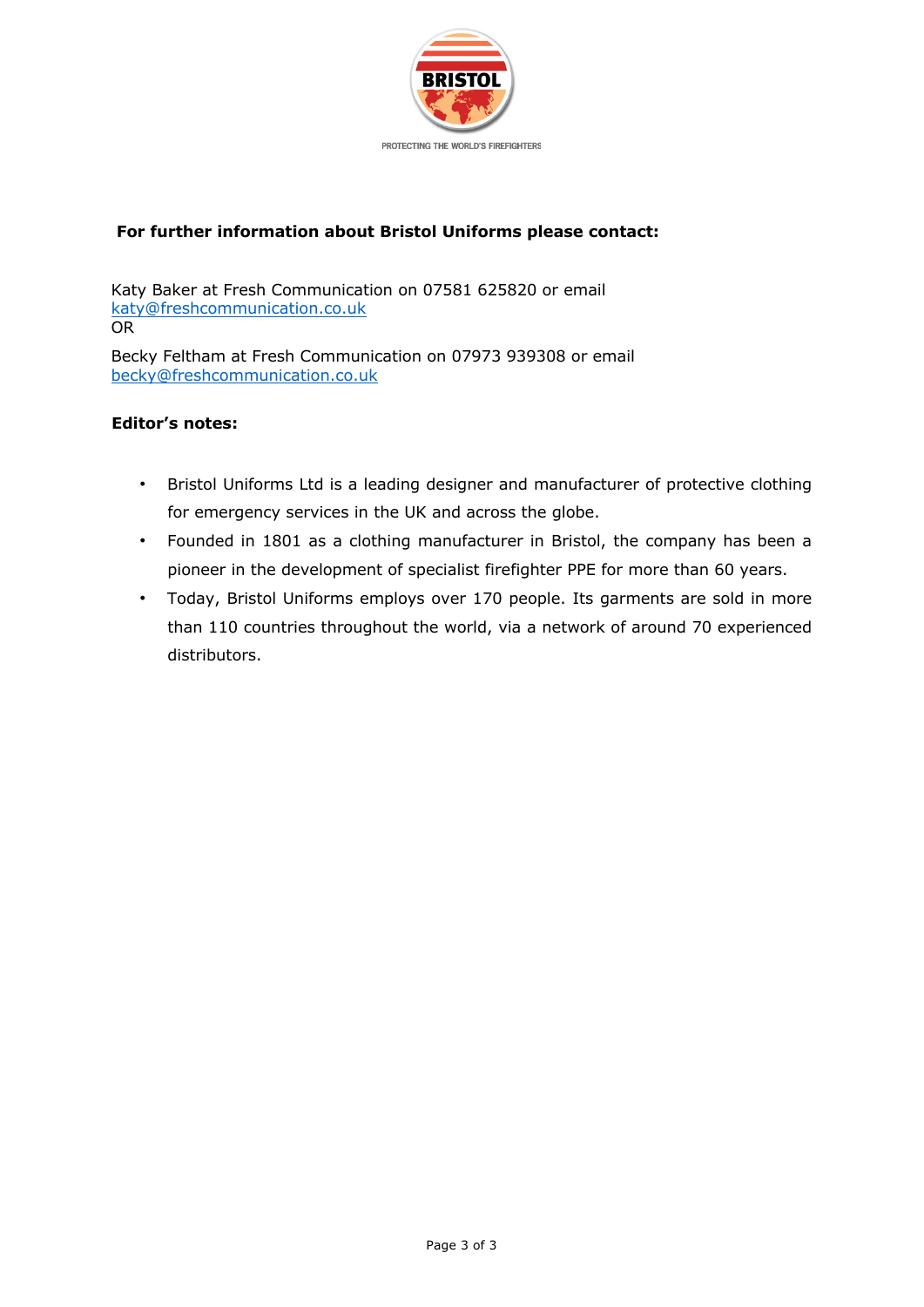**For further information about Bristol Uniforms please contact:**

Katy Baker at Fresh Communication on 07581 625820 or email
katy@freshcommunication.co.uk
OR

Becky Feltham at Fresh Communication on 07973 939308 or email
becky@freshcommunication.co.uk

**Editor's notes:**

- Bristol Uniforms Ltd is a leading designer and manufacturer of protective clothing for emergency services in the UK and across the globe.
- Founded in 1801 as a clothing manufacturer in Bristol, the company has been a pioneer in the development of specialist firefighter PPE for more than 60 years.
- Today, Bristol Uniforms employs over 170 people. Its garments are sold in more than 110 countries throughout the world, via a network of around 70 experienced distributors.